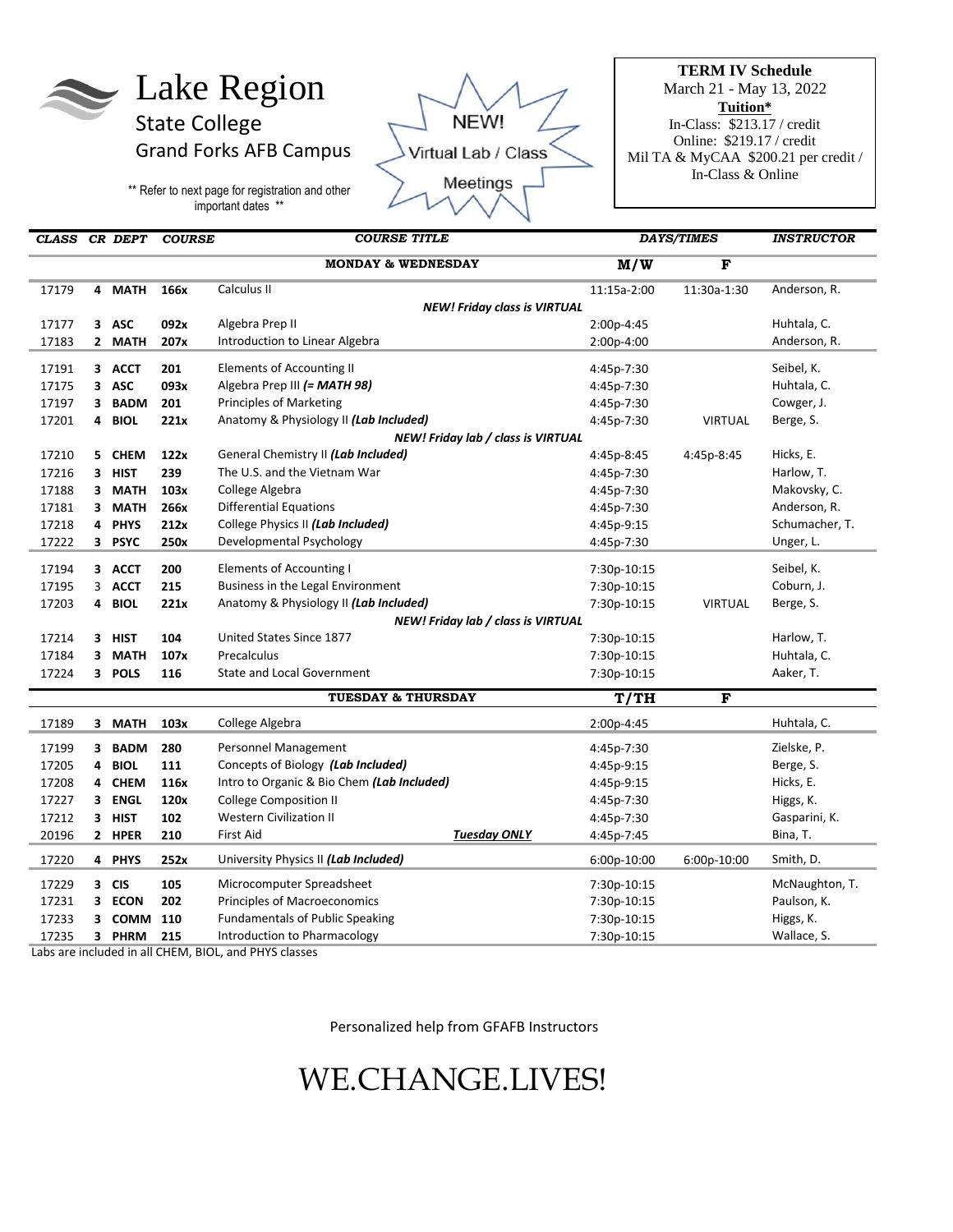# Lake Region State College

## Grand Forks AFB Campus

** Refer to next page for registration and other important dates **

NEW! Virtual Lab / Class Meetings

**TERM IV Schedule**
March 21 - May 13, 2022
**Tuition***
In-Class: $213.17 / credit
Online: $219.17 / credit
Mil TA & MyCAA $200.21 per credit / In-Class & Online

| CLASS | CR | DEPT | COURSE | COURSE TITLE | DAYS/TIMES | | INSTRUCTOR |
|---|---|---|---|---|---|---|---|
| | | | | **MONDAY & WEDNESDAY** | **M/W** | **F** | |
| 17179 | 4 | MATH | 166x | Calculus II | 11:15a-2:00 | 11:30a-1:30 | Anderson, R. |
| | | | | ***NEW! Friday class is VIRTUAL*** | | | |
| 17177 | 3 | ASC | 092x | Algebra Prep II | 2:00p-4:45 | | Huhtala, C. |
| 17183 | 2 | MATH | 207x | Introduction to Linear Algebra | 2:00p-4:00 | | Anderson, R. |
| 17191 | 3 | ACCT | 201 | Elements of Accounting II | 4:45p-7:30 | | Seibel, K. |
| 17175 | 3 | ASC | 093x | Algebra Prep III ***(= MATH 98)*** | 4:45p-7:30 | | Huhtala, C. |
| 17197 | 3 | BADM | 201 | Principles of Marketing | 4:45p-7:30 | | Cowger, J. |
| 17201 | 4 | BIOL | 221x | Anatomy & Physiology II ***(Lab Included)*** | 4:45p-7:30 | VIRTUAL | Berge, S. |
| | | | | ***NEW! Friday lab / class is VIRTUAL*** | | | |
| 17210 | 5 | CHEM | 122x | General Chemistry II ***(Lab Included)*** | 4:45p-8:45 | 4:45p-8:45 | Hicks, E. |
| 17216 | 3 | HIST | 239 | The U.S. and the Vietnam War | 4:45p-7:30 | | Harlow, T. |
| 17188 | 3 | MATH | 103x | College Algebra | 4:45p-7:30 | | Makovsky, C. |
| 17181 | 3 | MATH | 266x | Differential Equations | 4:45p-7:30 | | Anderson, R. |
| 17218 | 4 | PHYS | 212x | College Physics II ***(Lab Included)*** | 4:45p-9:15 | | Schumacher, T. |
| 17222 | 3 | PSYC | 250x | Developmental Psychology | 4:45p-7:30 | | Unger, L. |
| 17194 | 3 | ACCT | 200 | Elements of Accounting I | 7:30p-10:15 | | Seibel, K. |
| 17195 | 3 | ACCT | 215 | Business in the Legal Environment | 7:30p-10:15 | | Coburn, J. |
| 17203 | 4 | BIOL | 221x | Anatomy & Physiology II ***(Lab Included)*** | 7:30p-10:15 | VIRTUAL | Berge, S. |
| | | | | ***NEW! Friday lab / class is VIRTUAL*** | | | |
| 17214 | 3 | HIST | 104 | United States Since 1877 | 7:30p-10:15 | | Harlow, T. |
| 17184 | 3 | MATH | 107x | Precalculus | 7:30p-10:15 | | Huhtala, C. |
| 17224 | 3 | POLS | 116 | State and Local Government | 7:30p-10:15 | | Aaker, T. |
| | | | | **TUESDAY & THURSDAY** | **T/TH** | **F** | |
| 17189 | 3 | MATH | 103x | College Algebra | 2:00p-4:45 | | Huhtala, C. |
| 17199 | 3 | BADM | 280 | Personnel Management | 4:45p-7:30 | | Zielske, P. |
| 17205 | 4 | BIOL | 111 | Concepts of Biology ***(Lab Included)*** | 4:45p-9:15 | | Berge, S. |
| 17208 | 4 | CHEM | 116x | Intro to Organic & Bio Chem ***(Lab Included)*** | 4:45p-9:15 | | Hicks, E. |
| 17227 | 3 | ENGL | 120x | College Composition II | 4:45p-7:30 | | Higgs, K. |
| 17212 | 3 | HIST | 102 | Western Civilization II | 4:45p-7:30 | | Gasparini, K. |
| 20196 | 2 | HPER | 210 | First Aid ***Tuesday ONLY*** | 4:45p-7:45 | | Bina, T. |
| 17220 | 4 | PHYS | 252x | University Physics II ***(Lab Included)*** | 6:00p-10:00 | 6:00p-10:00 | Smith, D. |
| 17229 | 3 | CIS | 105 | Microcomputer Spreadsheet | 7:30p-10:15 | | McNaughton, T. |
| 17231 | 3 | ECON | 202 | Principles of Macroeconomics | 7:30p-10:15 | | Paulson, K. |
| 17233 | 3 | COMM | 110 | Fundamentals of Public Speaking | 7:30p-10:15 | | Higgs, K. |
| 17235 | 3 | PHRM | 215 | Introduction to Pharmacology | 7:30p-10:15 | | Wallace, S. |

Labs are included in all CHEM, BIOL, and PHYS classes

Personalized help from GFAFB Instructors

# WE.CHANGE.LIVES!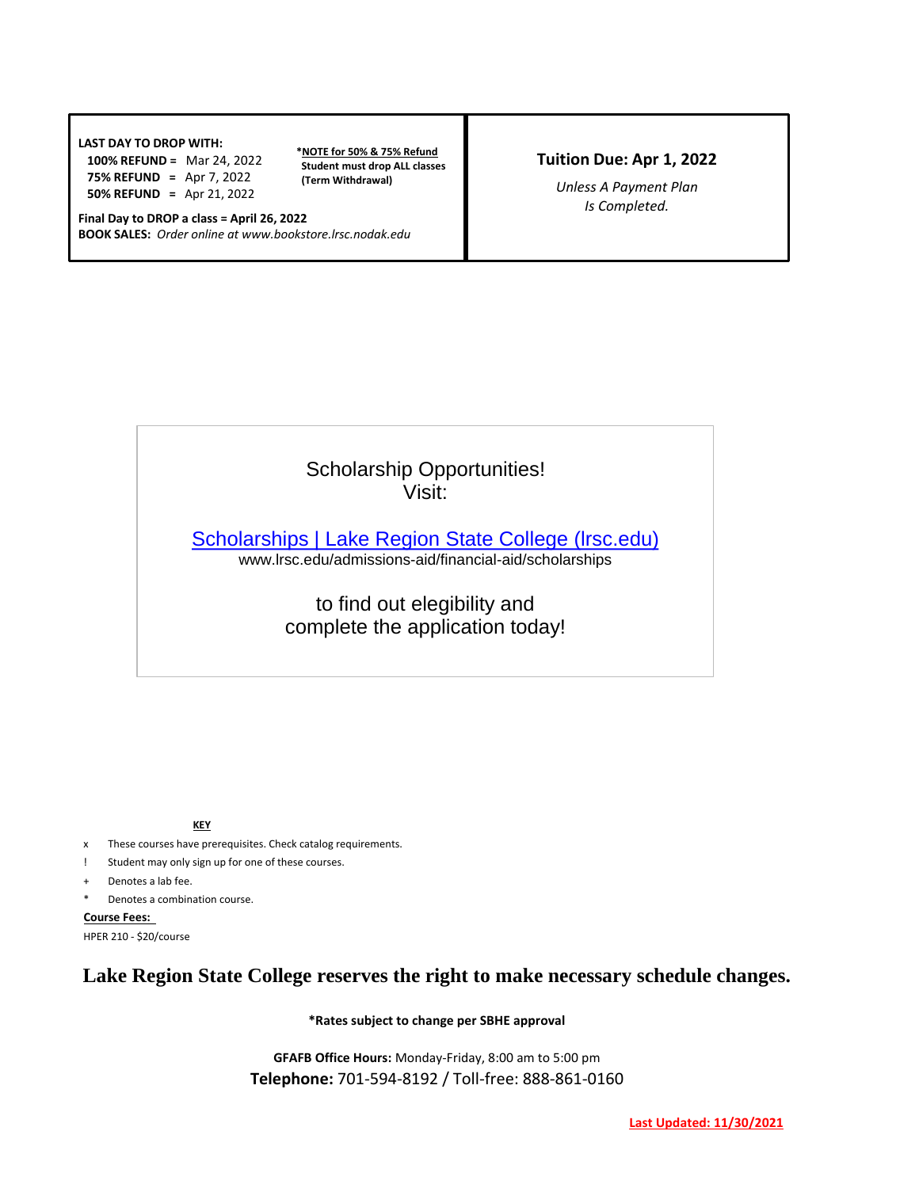**LAST DAY TO DROP WITH:**

**100% REFUND =** Mar 24, 2022
**75% REFUND =** Apr 7, 2022
**50% REFUND =** Apr 21, 2022

***NOTE for 50% & 75% Refund**
**Student must drop ALL classes (Term Withdrawal)**

**Final Day to DROP a class = April 26, 2022**
**BOOK SALES:** *Order online at www.bookstore.lrsc.nodak.edu*

**Tuition Due: Apr 1, 2022**

*Unless A Payment Plan Is Completed.*

Scholarship Opportunities!
Visit:

Scholarships | Lake Region State College (lrsc.edu)
www.lrsc.edu/admissions-aid/financial-aid/scholarships

to find out elegibility and complete the application today!

**KEY**

- x These courses have prerequisites. Check catalog requirements.
- ! Student may only sign up for one of these courses.
- + Denotes a lab fee.
- * Denotes a combination course.

**Course Fees:**

HPER 210 - $20/course

## Lake Region State College reserves the right to make necessary schedule changes.

***Rates subject to change per SBHE approval**

**GFAFB Office Hours:** Monday-Friday, 8:00 am to 5:00 pm
**Telephone:** 701-594-8192 / Toll-free: 888-861-0160

**Last Updated: 11/30/2021**